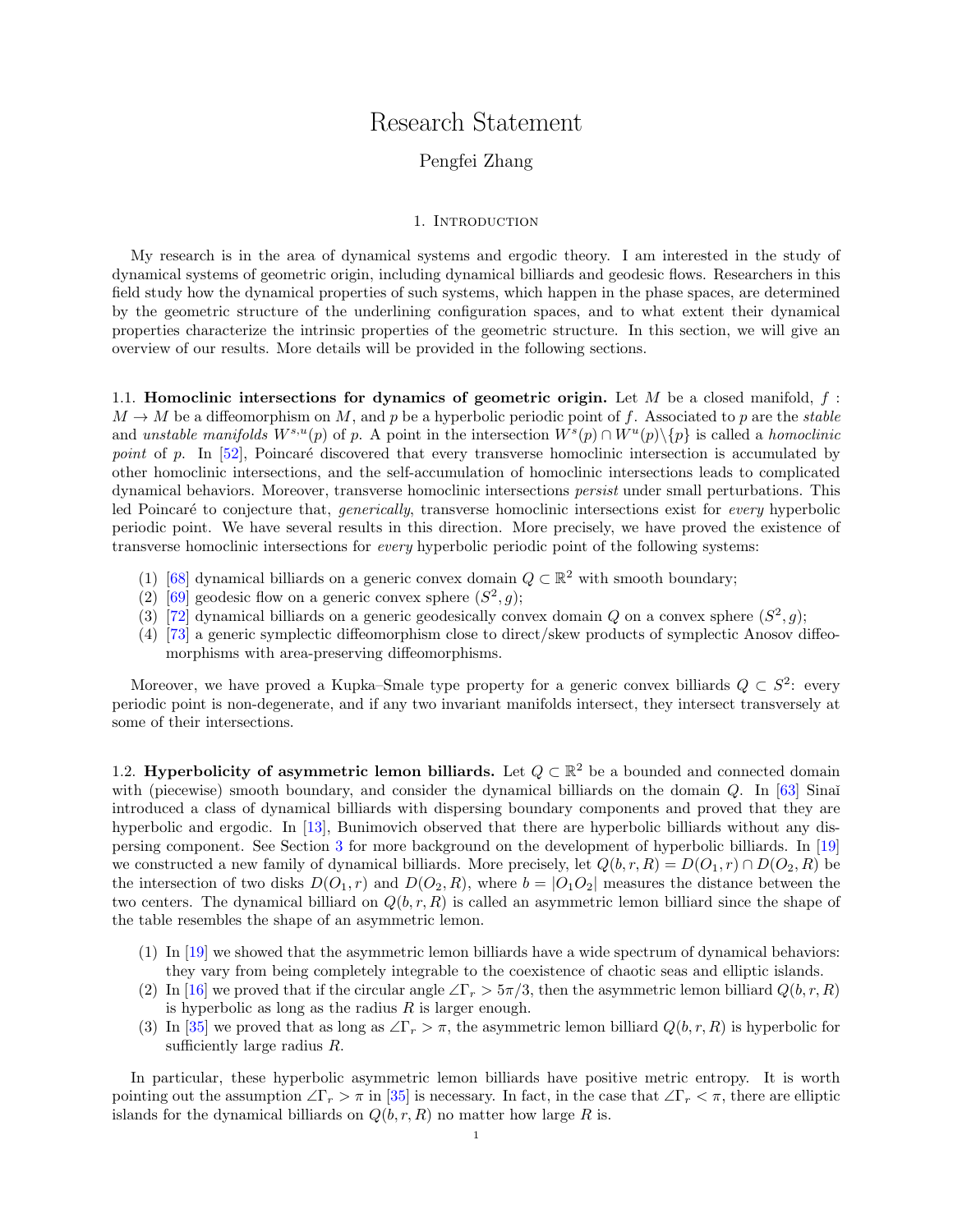# Research Statement

## Pengfei Zhang

### 1. Introduction

My research is in the area of dynamical systems and ergodic theory. I am interested in the study of dynamical systems of geometric origin, including dynamical billiards and geodesic flows. Researchers in this field study how the dynamical properties of such systems, which happen in the phase spaces, are determined by the geometric structure of the underlining configuration spaces, and to what extent their dynamical properties characterize the intrinsic properties of the geometric structure. In this section, we will give an overview of our results. More details will be provided in the following sections.

1.1. **Homoclinic intersections for dynamics of geometric origin.** Let $M$ be a closed manifold, $f : M \to M$ be a diffeomorphism on $M$, and $p$ be a hyperbolic periodic point of $f$. Associated to $p$ are the *stable* and *unstable manifolds* $W^{s,u}(p)$ of $p$. A point in the intersection $W^s(p) \cap W^u(p) \backslash \{p\}$ is called a *homoclinic point* of $p$. In [52], Poincaré discovered that every transverse homoclinic intersection is accumulated by other homoclinic intersections, and the self-accumulation of homoclinic intersections leads to complicated dynamical behaviors. Moreover, transverse homoclinic intersections *persist* under small perturbations. This led Poincaré to conjecture that, *generically*, transverse homoclinic intersections exist for *every* hyperbolic periodic point. We have several results in this direction. More precisely, we have proved the existence of transverse homoclinic intersections for *every* hyperbolic periodic point of the following systems:

(1) [68] dynamical billiards on a generic convex domain $Q \subset \mathbb{R}^2$ with smooth boundary;
(2) [69] geodesic flow on a generic convex sphere $(S^2, g)$;
(3) [72] dynamical billiards on a generic geodesically convex domain $Q$ on a convex sphere $(S^2, g)$;
(4) [73] a generic symplectic diffeomorphism close to direct/skew products of symplectic Anosov diffeomorphisms with area-preserving diffeomorphisms.

Moreover, we have proved a Kupka–Smale type property for a generic convex billiards $Q \subset S^2$: every periodic point is non-degenerate, and if any two invariant manifolds intersect, they intersect transversely at some of their intersections.

1.2. **Hyperbolicity of asymmetric lemon billiards.** Let $Q \subset \mathbb{R}^2$ be a bounded and connected domain with (piecewise) smooth boundary, and consider the dynamical billiards on the domain $Q$. In [63] Sinaĭ introduced a class of dynamical billiards with dispersing boundary components and proved that they are hyperbolic and ergodic. In [13], Bunimovich observed that there are hyperbolic billiards without any dispersing component. See Section 3 for more background on the development of hyperbolic billiards. In [19] we constructed a new family of dynamical billiards. More precisely, let $Q(b, r, R) = D(O_1, r) \cap D(O_2, R)$ be the intersection of two disks $D(O_1, r)$ and $D(O_2, R)$, where $b = |O_1O_2|$ measures the distance between the two centers. The dynamical billiard on $Q(b, r, R)$ is called an asymmetric lemon billiard since the shape of the table resembles the shape of an asymmetric lemon.

(1) In [19] we showed that the asymmetric lemon billiards have a wide spectrum of dynamical behaviors: they vary from being completely integrable to the coexistence of chaotic seas and elliptic islands.
(2) In [16] we proved that if the circular angle $\angle\Gamma_r > 5\pi/3$, then the asymmetric lemon billiard $Q(b, r, R)$ is hyperbolic as long as the radius $R$ is larger enough.
(3) In [35] we proved that as long as $\angle\Gamma_r > \pi$, the asymmetric lemon billiard $Q(b, r, R)$ is hyperbolic for sufficiently large radius $R$.

In particular, these hyperbolic asymmetric lemon billiards have positive metric entropy. It is worth pointing out the assumption $\angle\Gamma_r > \pi$ in [35] is necessary. In fact, in the case that $\angle\Gamma_r < \pi$, there are elliptic islands for the dynamical billiards on $Q(b, r, R)$ no matter how large $R$ is.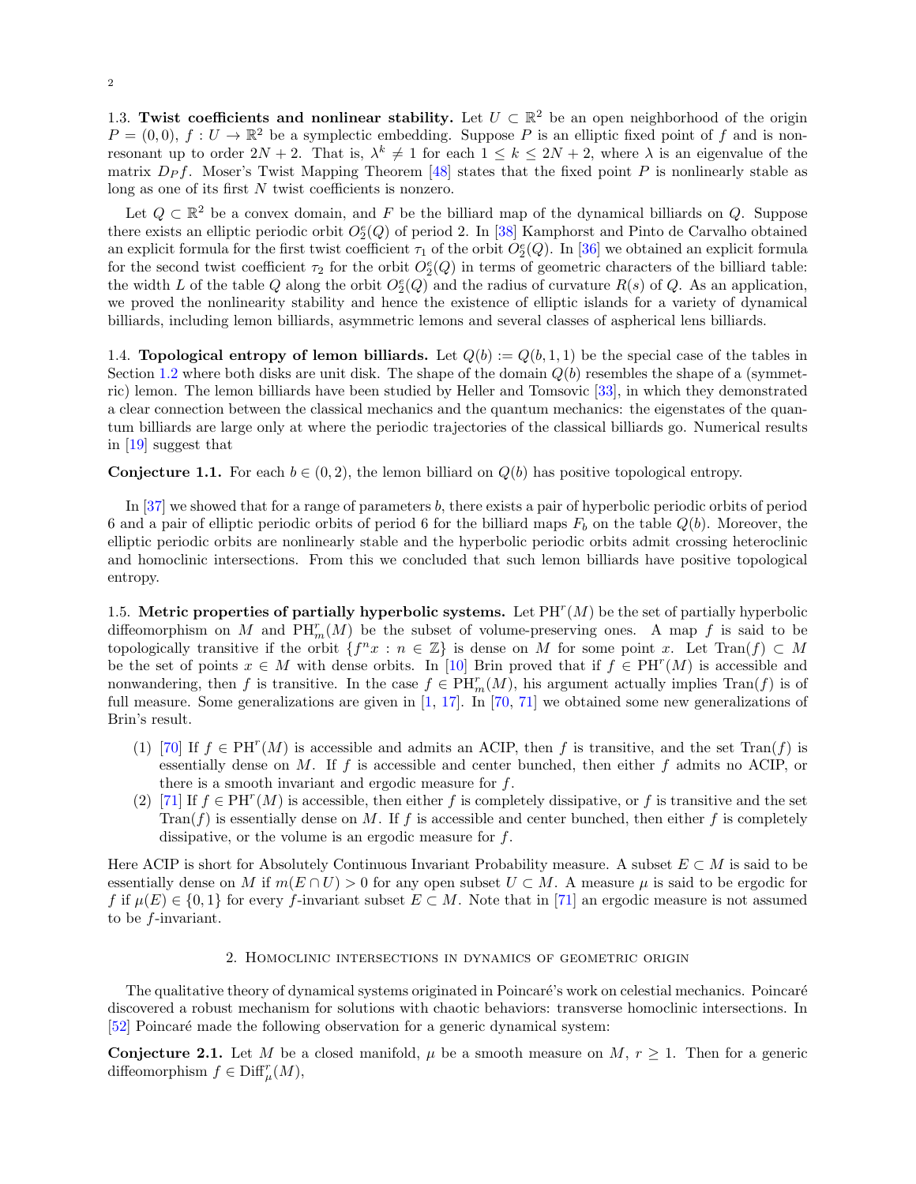### 1.3. Twist coefficients and nonlinear stability.

Let $U \subset \mathbb{R}^2$ be an open neighborhood of the origin $P = (0, 0)$, $f : U \to \mathbb{R}^2$ be a symplectic embedding. Suppose $P$ is an elliptic fixed point of $f$ and is non-resonant up to order $2N + 2$. That is, $\lambda^k \neq 1$ for each $1 \leq k \leq 2N + 2$, where $\lambda$ is an eigenvalue of the matrix $D_P f$. Moser's Twist Mapping Theorem [48] states that the fixed point $P$ is nonlinearly stable as long as one of its first $N$ twist coefficients is nonzero.

Let $Q \subset \mathbb{R}^2$ be a convex domain, and $F$ be the billiard map of the dynamical billiards on $Q$. Suppose there exists an elliptic periodic orbit $O_2^e(Q)$ of period 2. In [38] Kamphorst and Pinto de Carvalho obtained an explicit formula for the first twist coefficient $\tau_1$ of the orbit $O_2^e(Q)$. In [36] we obtained an explicit formula for the second twist coefficient $\tau_2$ for the orbit $O_2^e(Q)$ in terms of geometric characters of the billiard table: the width $L$ of the table $Q$ along the orbit $O_2^e(Q)$ and the radius of curvature $R(s)$ of $Q$. As an application, we proved the nonlinearity stability and hence the existence of elliptic islands for a variety of dynamical billiards, including lemon billiards, asymmetric lemons and several classes of aspherical lens billiards.

### 1.4. Topological entropy of lemon billiards.

Let $Q(b) := Q(b, 1, 1)$ be the special case of the tables in Section 1.2 where both disks are unit disk. The shape of the domain $Q(b)$ resembles the shape of a (symmetric) lemon. The lemon billiards have been studied by Heller and Tomsovic [33], in which they demonstrated a clear connection between the classical mechanics and the quantum mechanics: the eigenstates of the quantum billiards are large only at where the periodic trajectories of the classical billiards go. Numerical results in [19] suggest that

**Conjecture 1.1.** For each $b \in (0, 2)$, the lemon billiard on $Q(b)$ has positive topological entropy.

In [37] we showed that for a range of parameters $b$, there exists a pair of hyperbolic periodic orbits of period 6 and a pair of elliptic periodic orbits of period 6 for the billiard maps $F_b$ on the table $Q(b)$. Moreover, the elliptic periodic orbits are nonlinearly stable and the hyperbolic periodic orbits admit crossing heteroclinic and homoclinic intersections. From this we concluded that such lemon billiards have positive topological entropy.

### 1.5. Metric properties of partially hyperbolic systems.

Let $\mathrm{PH}^r(M)$ be the set of partially hyperbolic diffeomorphism on $M$ and $\mathrm{PH}^r_m(M)$ be the subset of volume-preserving ones. A map $f$ is said to be topologically transitive if the orbit $\{f^n x : n \in \mathbb{Z}\}$ is dense on $M$ for some point $x$. Let $\mathrm{Tran}(f) \subset M$ be the set of points $x \in M$ with dense orbits. In [10] Brin proved that if $f \in \mathrm{PH}^r(M)$ is accessible and nonwandering, then $f$ is transitive. In the case $f \in \mathrm{PH}^r_m(M)$, his argument actually implies $\mathrm{Tran}(f)$ is of full measure. Some generalizations are given in [1, 17]. In [70, 71] we obtained some new generalizations of Brin's result.

1. [70] If $f \in \mathrm{PH}^r(M)$ is accessible and admits an ACIP, then $f$ is transitive, and the set $\mathrm{Tran}(f)$ is essentially dense on $M$. If $f$ is accessible and center bunched, then either $f$ admits no ACIP, or there is a smooth invariant and ergodic measure for $f$.
2. [71] If $f \in \mathrm{PH}^r(M)$ is accessible, then either $f$ is completely dissipative, or $f$ is transitive and the set $\mathrm{Tran}(f)$ is essentially dense on $M$. If $f$ is accessible and center bunched, then either $f$ is completely dissipative, or the volume is an ergodic measure for $f$.

Here ACIP is short for Absolutely Continuous Invariant Probability measure. A subset $E \subset M$ is said to be essentially dense on $M$ if $m(E \cap U) > 0$ for any open subset $U \subset M$. A measure $\mu$ is said to be ergodic for $f$ if $\mu(E) \in \{0, 1\}$ for every $f$-invariant subset $E \subset M$. Note that in [71] an ergodic measure is not assumed to be $f$-invariant.

## 2. Homoclinic intersections in dynamics of geometric origin

The qualitative theory of dynamical systems originated in Poincaré's work on celestial mechanics. Poincaré discovered a robust mechanism for solutions with chaotic behaviors: transverse homoclinic intersections. In [52] Poincaré made the following observation for a generic dynamical system:

**Conjecture 2.1.** Let $M$ be a closed manifold, $\mu$ be a smooth measure on $M$, $r \geq 1$. Then for a generic diffeomorphism $f \in \mathrm{Diff}^r_\mu(M)$,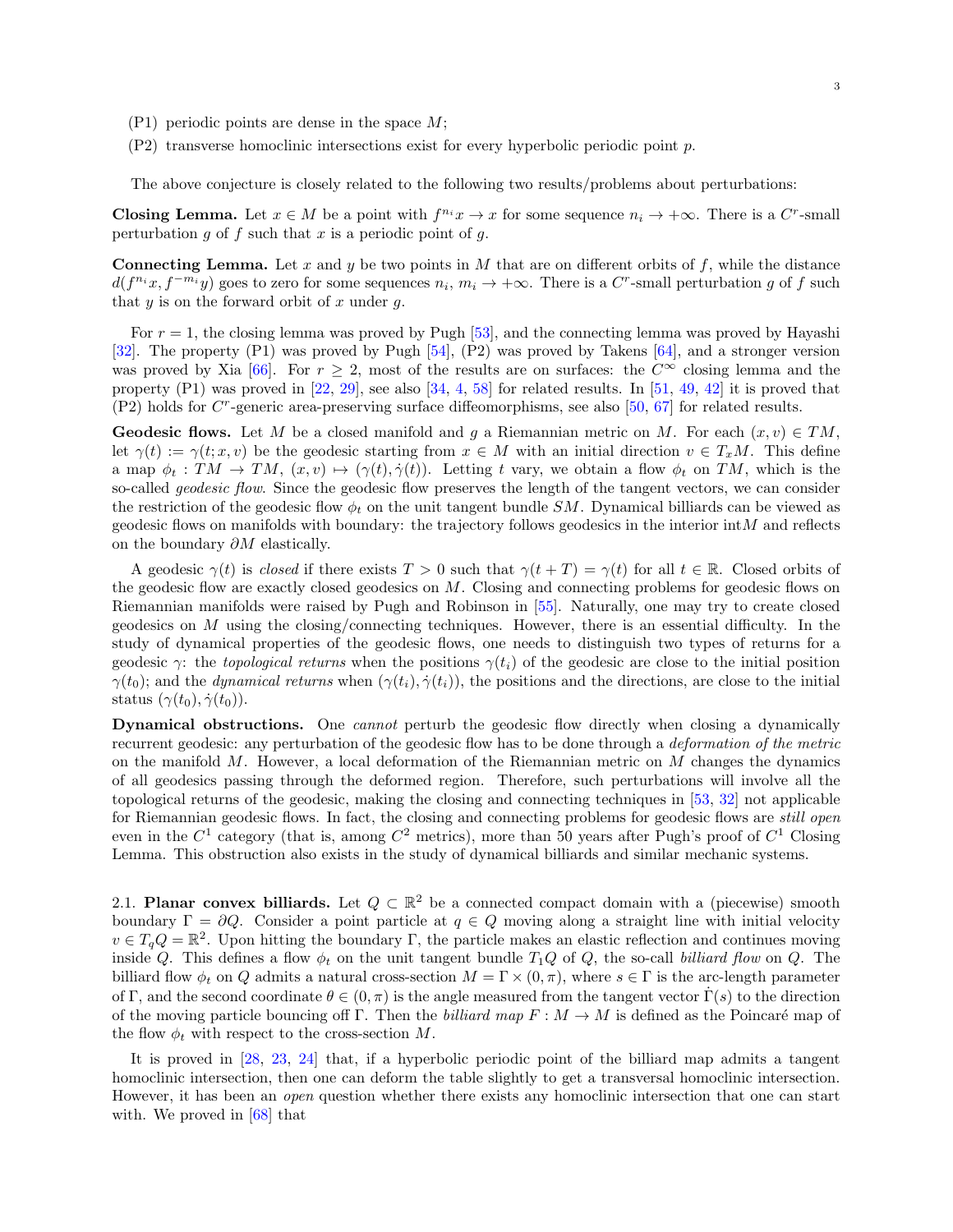(P1) periodic points are dense in the space $M$;

(P2) transverse homoclinic intersections exist for every hyperbolic periodic point $p$.

The above conjecture is closely related to the following two results/problems about perturbations:

**Closing Lemma.** Let $x \in M$ be a point with $f^{n_i}x \to x$ for some sequence $n_i \to +\infty$. There is a $C^r$-small perturbation $g$ of $f$ such that $x$ is a periodic point of $g$.

**Connecting Lemma.** Let $x$ and $y$ be two points in $M$ that are on different orbits of $f$, while the distance $d(f^{n_i}x, f^{-m_i}y)$ goes to zero for some sequences $n_i$, $m_i \to +\infty$. There is a $C^r$-small perturbation $g$ of $f$ such that $y$ is on the forward orbit of $x$ under $g$.

For $r = 1$, the closing lemma was proved by Pugh [53], and the connecting lemma was proved by Hayashi [32]. The property (P1) was proved by Pugh [54], (P2) was proved by Takens [64], and a stronger version was proved by Xia [66]. For $r \geq 2$, most of the results are on surfaces: the $C^\infty$ closing lemma and the property (P1) was proved in [22, 29], see also [34, 4, 58] for related results. In [51, 49, 42] it is proved that (P2) holds for $C^r$-generic area-preserving surface diffeomorphisms, see also [50, 67] for related results.

**Geodesic flows.** Let $M$ be a closed manifold and $g$ a Riemannian metric on $M$. For each $(x, v) \in TM$, let $\gamma(t) := \gamma(t; x, v)$ be the geodesic starting from $x \in M$ with an initial direction $v \in T_xM$. This define a map $\phi_t : TM \to TM$, $(x, v) \mapsto (\gamma(t), \dot\gamma(t))$. Letting $t$ vary, we obtain a flow $\phi_t$ on $TM$, which is the so-called *geodesic flow*. Since the geodesic flow preserves the length of the tangent vectors, we can consider the restriction of the geodesic flow $\phi_t$ on the unit tangent bundle $SM$. Dynamical billiards can be viewed as geodesic flows on manifolds with boundary: the trajectory follows geodesics in the interior int$M$ and reflects on the boundary $\partial M$ elastically.

A geodesic $\gamma(t)$ is *closed* if there exists $T > 0$ such that $\gamma(t + T) = \gamma(t)$ for all $t \in \mathbb{R}$. Closed orbits of the geodesic flow are exactly closed geodesics on $M$. Closing and connecting problems for geodesic flows on Riemannian manifolds were raised by Pugh and Robinson in [55]. Naturally, one may try to create closed geodesics on $M$ using the closing/connecting techniques. However, there is an essential difficulty. In the study of dynamical properties of the geodesic flows, one needs to distinguish two types of returns for a geodesic $\gamma$: the *topological returns* when the positions $\gamma(t_i)$ of the geodesic are close to the initial position $\gamma(t_0)$; and the *dynamical returns* when $(\gamma(t_i), \dot\gamma(t_i))$, the positions and the directions, are close to the initial status $(\gamma(t_0), \dot\gamma(t_0))$.

**Dynamical obstructions.** One *cannot* perturb the geodesic flow directly when closing a dynamically recurrent geodesic: any perturbation of the geodesic flow has to be done through a *deformation of the metric* on the manifold $M$. However, a local deformation of the Riemannian metric on $M$ changes the dynamics of all geodesics passing through the deformed region. Therefore, such perturbations will involve all the topological returns of the geodesic, making the closing and connecting techniques in [53, 32] not applicable for Riemannian geodesic flows. In fact, the closing and connecting problems for geodesic flows are *still open* even in the $C^1$ category (that is, among $C^2$ metrics), more than 50 years after Pugh's proof of $C^1$ Closing Lemma. This obstruction also exists in the study of dynamical billiards and similar mechanic systems.

2.1. **Planar convex billiards.** Let $Q \subset \mathbb{R}^2$ be a connected compact domain with a (piecewise) smooth boundary $\Gamma = \partial Q$. Consider a point particle at $q \in Q$ moving along a straight line with initial velocity $v \in T_qQ = \mathbb{R}^2$. Upon hitting the boundary $\Gamma$, the particle makes an elastic reflection and continues moving inside $Q$. This defines a flow $\phi_t$ on the unit tangent bundle $T_1Q$ of $Q$, the so-call *billiard flow* on $Q$. The billiard flow $\phi_t$ on $Q$ admits a natural cross-section $M = \Gamma \times (0, \pi)$, where $s \in \Gamma$ is the arc-length parameter of $\Gamma$, and the second coordinate $\theta \in (0, \pi)$ is the angle measured from the tangent vector $\dot\Gamma(s)$ to the direction of the moving particle bouncing off $\Gamma$. Then the *billiard map* $F : M \to M$ is defined as the Poincaré map of the flow $\phi_t$ with respect to the cross-section $M$.

It is proved in [28, 23, 24] that, if a hyperbolic periodic point of the billiard map admits a tangent homoclinic intersection, then one can deform the table slightly to get a transversal homoclinic intersection. However, it has been an *open* question whether there exists any homoclinic intersection that one can start with. We proved in [68] that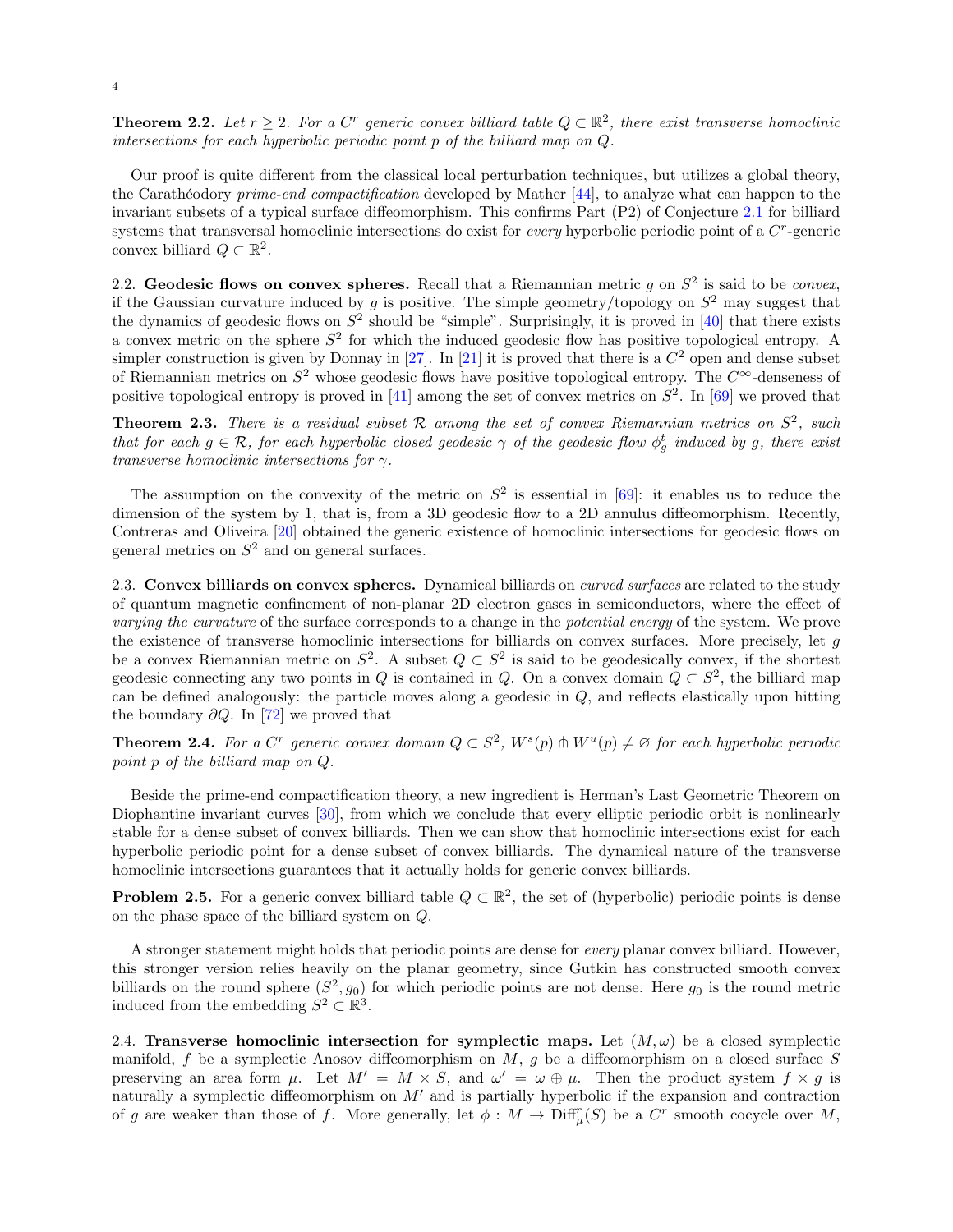**Theorem 2.2.** *Let $r \geq 2$. For a $C^r$ generic convex billiard table $Q \subset \mathbb{R}^2$, there exist transverse homoclinic intersections for each hyperbolic periodic point $p$ of the billiard map on $Q$.*

Our proof is quite different from the classical local perturbation techniques, but utilizes a global theory, the Carathéodory *prime-end compactification* developed by Mather [44], to analyze what can happen to the invariant subsets of a typical surface diffeomorphism. This confirms Part (P2) of Conjecture 2.1 for billiard systems that transversal homoclinic intersections do exist for *every* hyperbolic periodic point of a $C^r$-generic convex billiard $Q \subset \mathbb{R}^2$.

2.2. **Geodesic flows on convex spheres.** Recall that a Riemannian metric $g$ on $S^2$ is said to be *convex*, if the Gaussian curvature induced by $g$ is positive. The simple geometry/topology on $S^2$ may suggest that the dynamics of geodesic flows on $S^2$ should be "simple". Surprisingly, it is proved in [40] that there exists a convex metric on the sphere $S^2$ for which the induced geodesic flow has positive topological entropy. A simpler construction is given by Donnay in [27]. In [21] it is proved that there is a $C^2$ open and dense subset of Riemannian metrics on $S^2$ whose geodesic flows have positive topological entropy. The $C^\infty$-denseness of positive topological entropy is proved in [41] among the set of convex metrics on $S^2$. In [69] we proved that

**Theorem 2.3.** *There is a residual subset $\mathcal{R}$ among the set of convex Riemannian metrics on $S^2$, such that for each $g \in \mathcal{R}$, for each hyperbolic closed geodesic $\gamma$ of the geodesic flow $\phi_g^t$ induced by $g$, there exist transverse homoclinic intersections for $\gamma$.*

The assumption on the convexity of the metric on $S^2$ is essential in [69]: it enables us to reduce the dimension of the system by 1, that is, from a 3D geodesic flow to a 2D annulus diffeomorphism. Recently, Contreras and Oliveira [20] obtained the generic existence of homoclinic intersections for geodesic flows on general metrics on $S^2$ and on general surfaces.

2.3. **Convex billiards on convex spheres.** Dynamical billiards on *curved surfaces* are related to the study of quantum magnetic confinement of non-planar 2D electron gases in semiconductors, where the effect of *varying the curvature* of the surface corresponds to a change in the *potential energy* of the system. We prove the existence of transverse homoclinic intersections for billiards on convex surfaces. More precisely, let $g$ be a convex Riemannian metric on $S^2$. A subset $Q \subset S^2$ is said to be geodesically convex, if the shortest geodesic connecting any two points in $Q$ is contained in $Q$. On a convex domain $Q \subset S^2$, the billiard map can be defined analogously: the particle moves along a geodesic in $Q$, and reflects elastically upon hitting the boundary $\partial Q$. In [72] we proved that

**Theorem 2.4.** *For a $C^r$ generic convex domain $Q \subset S^2$, $W^s(p) \pitchfork W^u(p) \neq \varnothing$ for each hyperbolic periodic point $p$ of the billiard map on $Q$.*

Beside the prime-end compactification theory, a new ingredient is Herman's Last Geometric Theorem on Diophantine invariant curves [30], from which we conclude that every elliptic periodic orbit is nonlinearly stable for a dense subset of convex billiards. Then we can show that homoclinic intersections exist for each hyperbolic periodic point for a dense subset of convex billiards. The dynamical nature of the transverse homoclinic intersections guarantees that it actually holds for generic convex billiards.

**Problem 2.5.** For a generic convex billiard table $Q \subset \mathbb{R}^2$, the set of (hyperbolic) periodic points is dense on the phase space of the billiard system on $Q$.

A stronger statement might holds that periodic points are dense for *every* planar convex billiard. However, this stronger version relies heavily on the planar geometry, since Gutkin has constructed smooth convex billiards on the round sphere $(S^2, g_0)$ for which periodic points are not dense. Here $g_0$ is the round metric induced from the embedding $S^2 \subset \mathbb{R}^3$.

2.4. **Transverse homoclinic intersection for symplectic maps.** Let $(M, \omega)$ be a closed symplectic manifold, $f$ be a symplectic Anosov diffeomorphism on $M$, $g$ be a diffeomorphism on a closed surface $S$ preserving an area form $\mu$. Let $M' = M \times S$, and $\omega' = \omega \oplus \mu$. Then the product system $f \times g$ is naturally a symplectic diffeomorphism on $M'$ and is partially hyperbolic if the expansion and contraction of $g$ are weaker than those of $f$. More generally, let $\phi : M \to \mathrm{Diff}^r_\mu(S)$ be a $C^r$ smooth cocycle over $M$,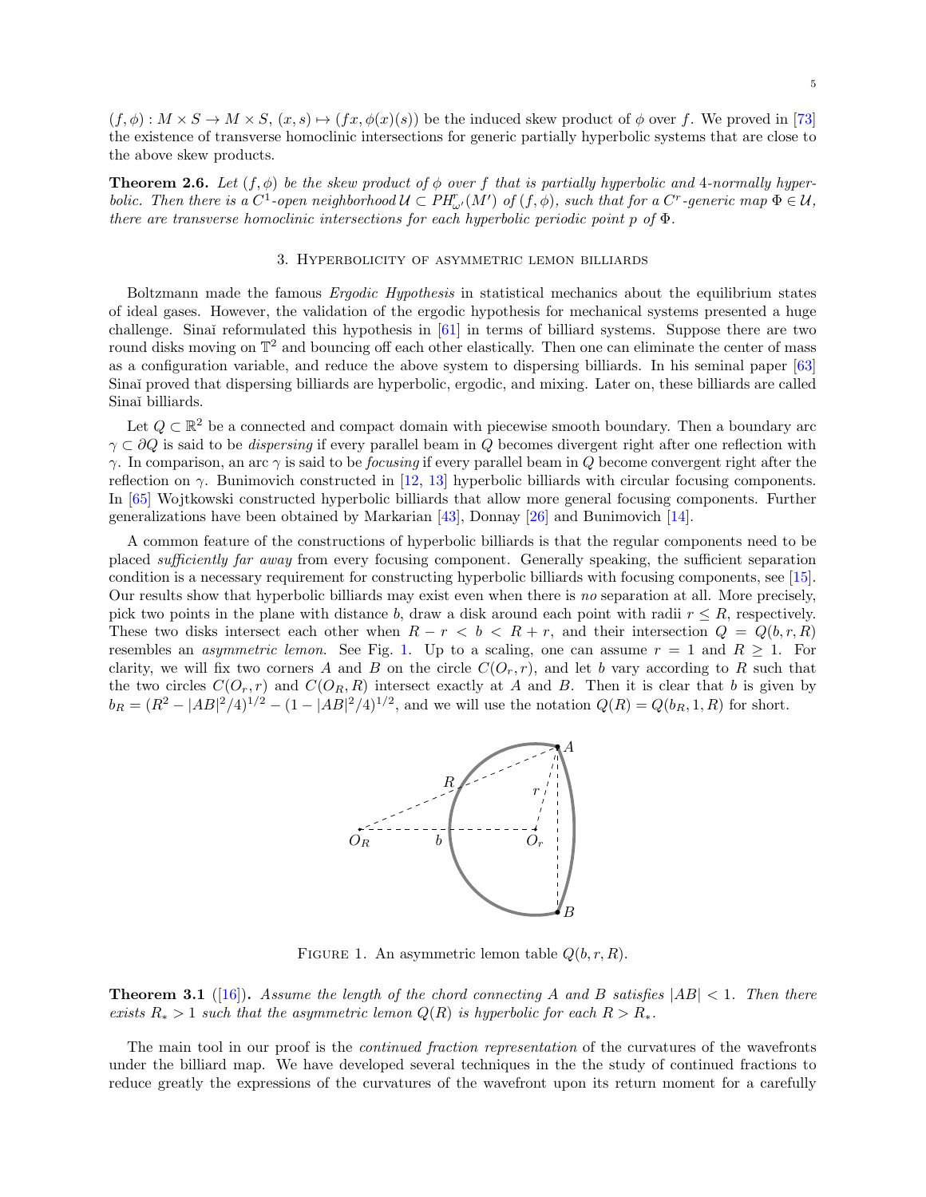$(f, \phi) : M \times S \to M \times S$, $(x, s) \mapsto (fx, \phi(x)(s))$ be the induced skew product of $\phi$ over $f$. We proved in [73] the existence of transverse homoclinic intersections for generic partially hyperbolic systems that are close to the above skew products.

**Theorem 2.6.** *Let $(f, \phi)$ be the skew product of $\phi$ over $f$ that is partially hyperbolic and 4-normally hyperbolic. Then there is a $C^1$-open neighborhood $\mathcal{U} \subset PH^r_{\omega'}(M')$ of $(f, \phi)$, such that for a $C^r$-generic map $\Phi \in \mathcal{U}$, there are transverse homoclinic intersections for each hyperbolic periodic point $p$ of $\Phi$.*

## 3. Hyperbolicity of asymmetric lemon billiards

Boltzmann made the famous *Ergodic Hypothesis* in statistical mechanics about the equilibrium states of ideal gases. However, the validation of the ergodic hypothesis for mechanical systems presented a huge challenge. Sinaĭ reformulated this hypothesis in [61] in terms of billiard systems. Suppose there are two round disks moving on $\mathbb{T}^2$ and bouncing off each other elastically. Then one can eliminate the center of mass as a configuration variable, and reduce the above system to dispersing billiards. In his seminal paper [63] Sinaĭ proved that dispersing billiards are hyperbolic, ergodic, and mixing. Later on, these billiards are called Sinaĭ billiards.

Let $Q \subset \mathbb{R}^2$ be a connected and compact domain with piecewise smooth boundary. Then a boundary arc $\gamma \subset \partial Q$ is said to be *dispersing* if every parallel beam in $Q$ becomes divergent right after one reflection with $\gamma$. In comparison, an arc $\gamma$ is said to be *focusing* if every parallel beam in $Q$ become convergent right after the reflection on $\gamma$. Bunimovich constructed in [12, 13] hyperbolic billiards with circular focusing components. In [65] Wojtkowski constructed hyperbolic billiards that allow more general focusing components. Further generalizations have been obtained by Markarian [43], Donnay [26] and Bunimovich [14].

A common feature of the constructions of hyperbolic billiards is that the regular components need to be placed *sufficiently far away* from every focusing component. Generally speaking, the sufficient separation condition is a necessary requirement for constructing hyperbolic billiards with focusing components, see [15]. Our results show that hyperbolic billiards may exist even when there is *no* separation at all. More precisely, pick two points in the plane with distance $b$, draw a disk around each point with radii $r \leq R$, respectively. These two disks intersect each other when $R - r < b < R + r$, and their intersection $Q = Q(b, r, R)$ resembles an *asymmetric lemon*. See Fig. 1. Up to a scaling, one can assume $r = 1$ and $R \geq 1$. For clarity, we will fix two corners $A$ and $B$ on the circle $C(O_r, r)$, and let $b$ vary according to $R$ such that the two circles $C(O_r, r)$ and $C(O_R, R)$ intersect exactly at $A$ and $B$. Then it is clear that $b$ is given by $b_R = (R^2 - |AB|^2/4)^{1/2} - (1 - |AB|^2/4)^{1/2}$, and we will use the notation $Q(R) = Q(b_R, 1, R)$ for short.

Figure 1. An asymmetric lemon table $Q(b, r, R)$.

**Theorem 3.1** ([16])**.** *Assume the length of the chord connecting $A$ and $B$ satisfies $|AB| < 1$. Then there exists $R_* > 1$ such that the asymmetric lemon $Q(R)$ is hyperbolic for each $R > R_*$.*

The main tool in our proof is the *continued fraction representation* of the curvatures of the wavefronts under the billiard map. We have developed several techniques in the the study of continued fractions to reduce greatly the expressions of the curvatures of the wavefront upon its return moment for a carefully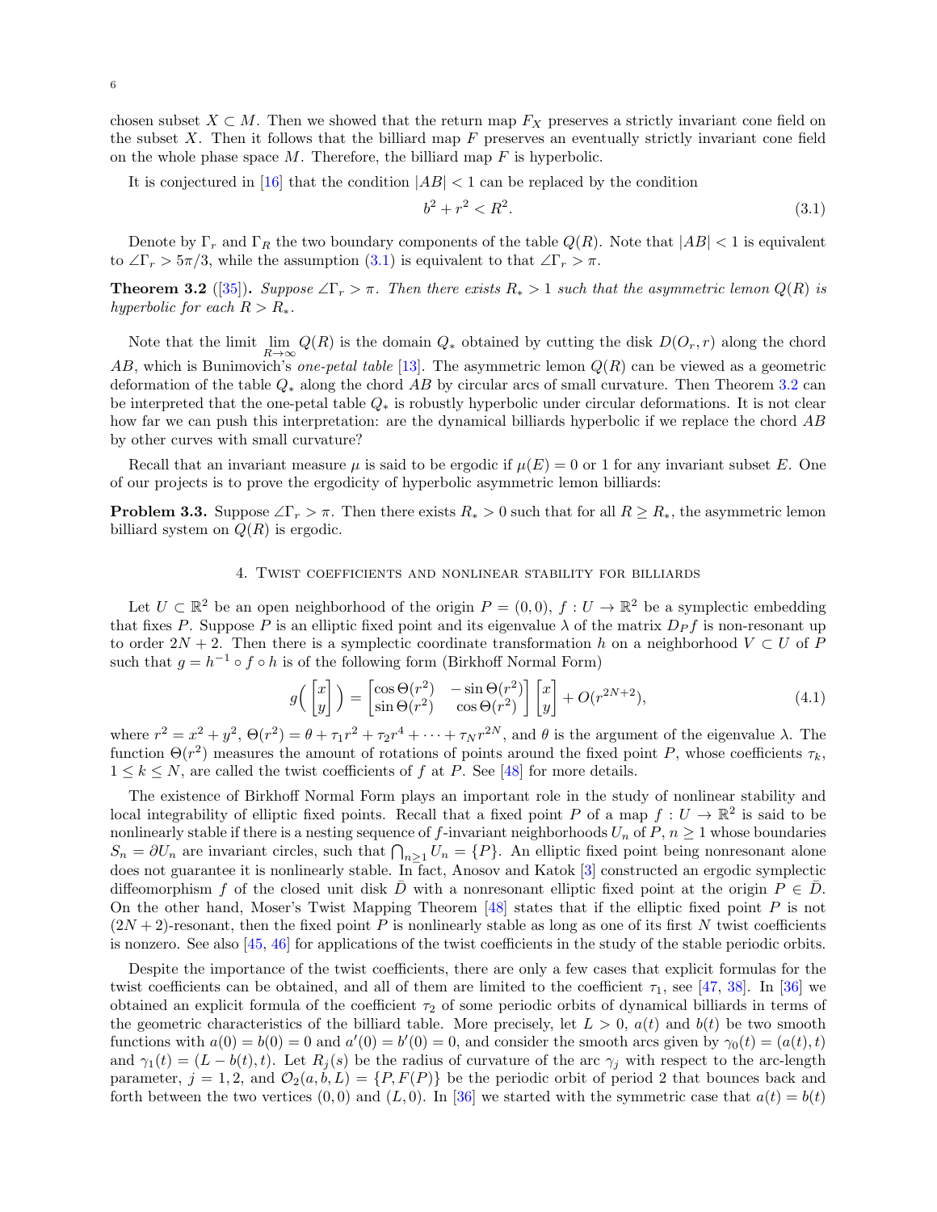chosen subset $X \subset M$. Then we showed that the return map $F_X$ preserves a strictly invariant cone field on the subset $X$. Then it follows that the billiard map $F$ preserves an eventually strictly invariant cone field on the whole phase space $M$. Therefore, the billiard map $F$ is hyperbolic.

It is conjectured in [16] that the condition $|AB| < 1$ can be replaced by the condition

$$b^2 + r^2 < R^2. \tag{3.1}$$

Denote by $\Gamma_r$ and $\Gamma_R$ the two boundary components of the table $Q(R)$. Note that $|AB| < 1$ is equivalent to $\angle\Gamma_r > 5\pi/3$, while the assumption (3.1) is equivalent to that $\angle\Gamma_r > \pi$.

**Theorem 3.2** ([35]). *Suppose $\angle\Gamma_r > \pi$. Then there exists $R_* > 1$ such that the asymmetric lemon $Q(R)$ is hyperbolic for each $R > R_*$.*

Note that the limit $\lim_{R\to\infty} Q(R)$ is the domain $Q_*$ obtained by cutting the disk $D(O_r, r)$ along the chord $AB$, which is Bunimovich's *one-petal table* [13]. The asymmetric lemon $Q(R)$ can be viewed as a geometric deformation of the table $Q_*$ along the chord $AB$ by circular arcs of small curvature. Then Theorem 3.2 can be interpreted that the one-petal table $Q_*$ is robustly hyperbolic under circular deformations. It is not clear how far we can push this interpretation: are the dynamical billiards hyperbolic if we replace the chord $AB$ by other curves with small curvature?

Recall that an invariant measure $\mu$ is said to be ergodic if $\mu(E) = 0$ or 1 for any invariant subset $E$. One of our projects is to prove the ergodicity of hyperbolic asymmetric lemon billiards:

**Problem 3.3.** Suppose $\angle\Gamma_r > \pi$. Then there exists $R_* > 0$ such that for all $R \geq R_*$, the asymmetric lemon billiard system on $Q(R)$ is ergodic.

## 4. Twist coefficients and nonlinear stability for billiards

Let $U \subset \mathbb{R}^2$ be an open neighborhood of the origin $P = (0,0)$, $f : U \to \mathbb{R}^2$ be a symplectic embedding that fixes $P$. Suppose $P$ is an elliptic fixed point and its eigenvalue $\lambda$ of the matrix $D_P f$ is non-resonant up to order $2N+2$. Then there is a symplectic coordinate transformation $h$ on a neighborhood $V \subset U$ of $P$ such that $g = h^{-1} \circ f \circ h$ is of the following form (Birkhoff Normal Form)

$$g\Big(\begin{bmatrix} x \\ y \end{bmatrix}\Big) = \begin{bmatrix} \cos\Theta(r^2) & -\sin\Theta(r^2) \\ \sin\Theta(r^2) & \cos\Theta(r^2) \end{bmatrix} \begin{bmatrix} x \\ y \end{bmatrix} + O(r^{2N+2}), \tag{4.1}$$

where $r^2 = x^2 + y^2$, $\Theta(r^2) = \theta + \tau_1 r^2 + \tau_2 r^4 + \cdots + \tau_N r^{2N}$, and $\theta$ is the argument of the eigenvalue $\lambda$. The function $\Theta(r^2)$ measures the amount of rotations of points around the fixed point $P$, whose coefficients $\tau_k$, $1 \leq k \leq N$, are called the twist coefficients of $f$ at $P$. See [48] for more details.

The existence of Birkhoff Normal Form plays an important role in the study of nonlinear stability and local integrability of elliptic fixed points. Recall that a fixed point $P$ of a map $f : U \to \mathbb{R}^2$ is said to be nonlinearly stable if there is a nesting sequence of $f$-invariant neighborhoods $U_n$ of $P$, $n \geq 1$ whose boundaries $S_n = \partial U_n$ are invariant circles, such that $\bigcap_{n\geq 1} U_n = \{P\}$. An elliptic fixed point being nonresonant alone does not guarantee it is nonlinearly stable. In fact, Anosov and Katok [3] constructed an ergodic symplectic diffeomorphism $f$ of the closed unit disk $\bar{D}$ with a nonresonant elliptic fixed point at the origin $P \in \bar{D}$. On the other hand, Moser's Twist Mapping Theorem [48] states that if the elliptic fixed point $P$ is not $(2N+2)$-resonant, then the fixed point $P$ is nonlinearly stable as long as one of its first $N$ twist coefficients is nonzero. See also [45, 46] for applications of the twist coefficients in the study of the stable periodic orbits.

Despite the importance of the twist coefficients, there are only a few cases that explicit formulas for the twist coefficients can be obtained, and all of them are limited to the coefficient $\tau_1$, see [47, 38]. In [36] we obtained an explicit formula of the coefficient $\tau_2$ of some periodic orbits of dynamical billiards in terms of the geometric characteristics of the billiard table. More precisely, let $L > 0$, $a(t)$ and $b(t)$ be two smooth functions with $a(0) = b(0) = 0$ and $a'(0) = b'(0) = 0$, and consider the smooth arcs given by $\gamma_0(t) = (a(t), t)$ and $\gamma_1(t) = (L - b(t), t)$. Let $R_j(s)$ be the radius of curvature of the arc $\gamma_j$ with respect to the arc-length parameter, $j = 1, 2$, and $\mathcal{O}_2(a, b, L) = \{P, F(P)\}$ be the periodic orbit of period 2 that bounces back and forth between the two vertices $(0,0)$ and $(L,0)$. In [36] we started with the symmetric case that $a(t) = b(t)$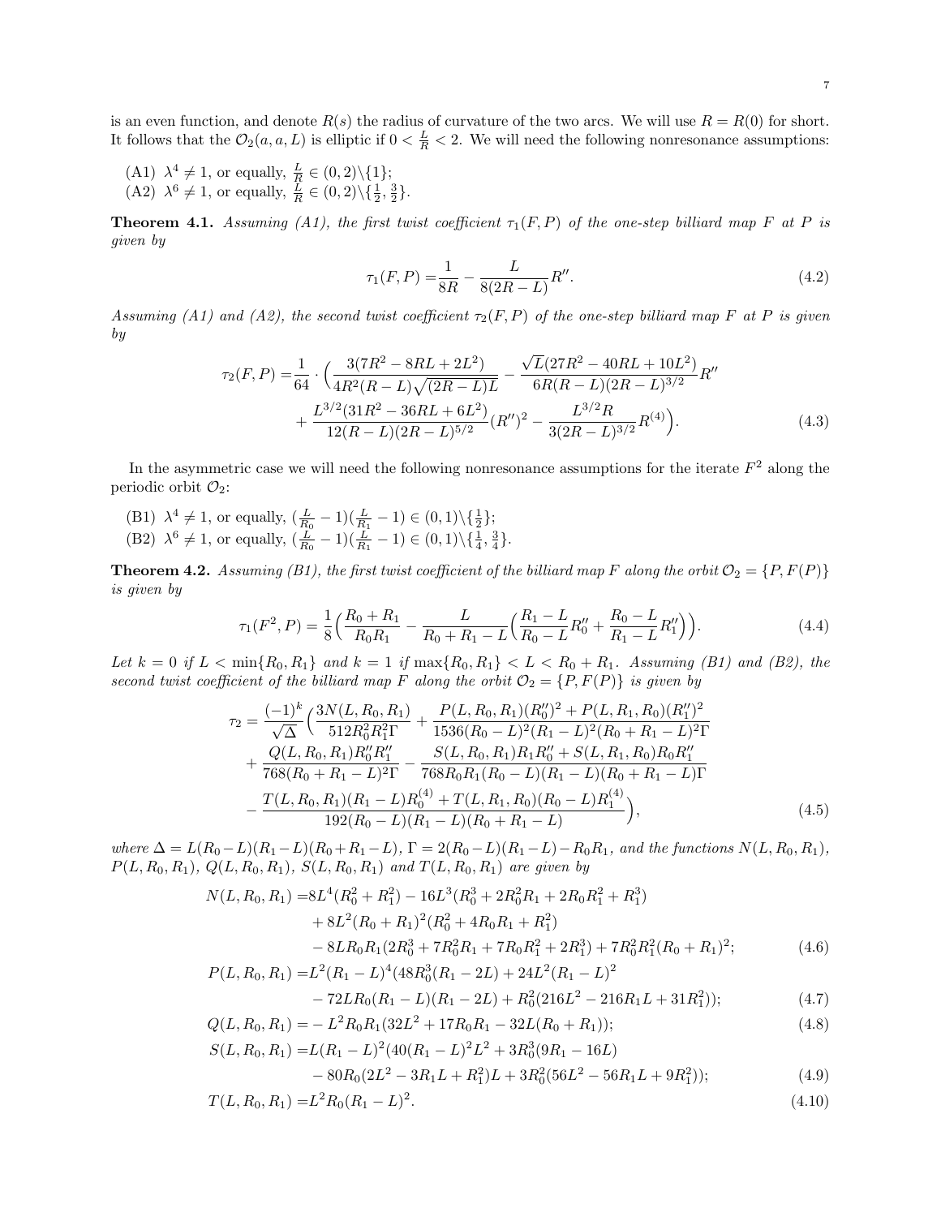is an even function, and denote $R(s)$ the radius of curvature of the two arcs. We will use $R = R(0)$ for short. It follows that the $\mathcal{O}_2(a, a, L)$ is elliptic if $0 < \frac{L}{R} < 2$. We will need the following nonresonance assumptions:

(A1) $\lambda^4 \neq 1$, or equally, $\frac{L}{R} \in (0, 2)\backslash\{1\}$;
(A2) $\lambda^6 \neq 1$, or equally, $\frac{L}{R} \in (0, 2)\backslash\{\frac{1}{2}, \frac{3}{2}\}$.

**Theorem 4.1.** *Assuming (A1), the first twist coefficient $\tau_1(F, P)$ of the one-step billiard map $F$ at $P$ is given by*

$$\tau_1(F, P) = \frac{1}{8R} - \frac{L}{8(2R - L)}R''. \tag{4.2}$$

*Assuming (A1) and (A2), the second twist coefficient $\tau_2(F, P)$ of the one-step billiard map $F$ at $P$ is given by*

$$\begin{aligned}\tau_2(F, P) = &\frac{1}{64} \cdot \Big(\frac{3(7R^2 - 8RL + 2L^2)}{4R^2(R - L)\sqrt{(2R - L)L}} - \frac{\sqrt{L}(27R^2 - 40RL + 10L^2)}{6R(R - L)(2R - L)^{3/2}}R'' \\ &+ \frac{L^{3/2}(31R^2 - 36RL + 6L^2)}{12(R - L)(2R - L)^{5/2}}(R'')^2 - \frac{L^{3/2}R}{3(2R - L)^{3/2}}R^{(4)}\Big).\end{aligned} \tag{4.3}$$

In the asymmetric case we will need the following nonresonance assumptions for the iterate $F^2$ along the periodic orbit $\mathcal{O}_2$:

(B1) $\lambda^4 \neq 1$, or equally, $(\frac{L}{R_0} - 1)(\frac{L}{R_1} - 1) \in (0, 1)\backslash\{\frac{1}{2}\}$;
(B2) $\lambda^6 \neq 1$, or equally, $(\frac{L}{R_0} - 1)(\frac{L}{R_1} - 1) \in (0, 1)\backslash\{\frac{1}{4}, \frac{3}{4}\}$.

**Theorem 4.2.** *Assuming (B1), the first twist coefficient of the billiard map $F$ along the orbit $\mathcal{O}_2 = \{P, F(P)\}$ is given by*

$$\tau_1(F^2, P) = \frac{1}{8}\Big(\frac{R_0 + R_1}{R_0R_1} - \frac{L}{R_0 + R_1 - L}\Big(\frac{R_1 - L}{R_0 - L}R_0'' + \frac{R_0 - L}{R_1 - L}R_1''\Big)\Big). \tag{4.4}$$

*Let $k = 0$ if $L < \min\{R_0, R_1\}$ and $k = 1$ if $\max\{R_0, R_1\} < L < R_0 + R_1$. Assuming (B1) and (B2), the second twist coefficient of the billiard map $F$ along the orbit $\mathcal{O}_2 = \{P, F(P)\}$ is given by*

$$\begin{aligned}\tau_2 = &\frac{(-1)^k}{\sqrt{\Delta}}\Big(\frac{3N(L, R_0, R_1)}{512R_0^2R_1^2\Gamma} + \frac{P(L, R_0, R_1)(R_0'')^2 + P(L, R_1, R_0)(R_1'')^2}{1536(R_0 - L)^2(R_1 - L)^2(R_0 + R_1 - L)^2\Gamma} \\ &+ \frac{Q(L, R_0, R_1)R_0''R_1''}{768(R_0 + R_1 - L)^2\Gamma} - \frac{S(L, R_0, R_1)R_1R_0'' + S(L, R_1, R_0)R_0R_1''}{768R_0R_1(R_0 - L)(R_1 - L)(R_0 + R_1 - L)\Gamma} \\ &- \frac{T(L, R_0, R_1)(R_1 - L)R_0^{(4)} + T(L, R_1, R_0)(R_0 - L)R_1^{(4)}}{192(R_0 - L)(R_1 - L)(R_0 + R_1 - L)}\Big),\end{aligned} \tag{4.5}$$

*where $\Delta = L(R_0 - L)(R_1 - L)(R_0 + R_1 - L)$, $\Gamma = 2(R_0 - L)(R_1 - L) - R_0R_1$, and the functions $N(L, R_0, R_1)$, $P(L, R_0, R_1)$, $Q(L, R_0, R_1)$, $S(L, R_0, R_1)$ and $T(L, R_0, R_1)$ are given by*

$$\begin{aligned}N(L, R_0, R_1) =& 8L^4(R_0^2 + R_1^2) - 16L^3(R_0^3 + 2R_0^2R_1 + 2R_0R_1^2 + R_1^3) \\ &+ 8L^2(R_0 + R_1)^2(R_0^2 + 4R_0R_1 + R_1^2) \\ &- 8LR_0R_1(2R_0^3 + 7R_0^2R_1 + 7R_0R_1^2 + 2R_1^3) + 7R_0^2R_1^2(R_0 + R_1)^2;\end{aligned} \tag{4.6}$$

$$\begin{aligned}P(L, R_0, R_1) =& L^2(R_1 - L)^4(48R_0^3(R_1 - 2L) + 24L^2(R_1 - L)^2 \\ &- 72LR_0(R_1 - L)(R_1 - 2L) + R_0^2(216L^2 - 216R_1L + 31R_1^2));\end{aligned} \tag{4.7}$$

$$Q(L, R_0, R_1) = -L^2R_0R_1(32L^2 + 17R_0R_1 - 32L(R_0 + R_1)); \tag{4.8}$$

$$\begin{aligned}S(L, R_0, R_1) =& L(R_1 - L)^2(40(R_1 - L)^2L^2 + 3R_0^3(9R_1 - 16L) \\ &- 80R_0(2L^2 - 3R_1L + R_1^2)L + 3R_0^2(56L^2 - 56R_1L + 9R_1^2));\end{aligned} \tag{4.9}$$

$$T(L, R_0, R_1) = L^2R_0(R_1 - L)^2. \tag{4.10}$$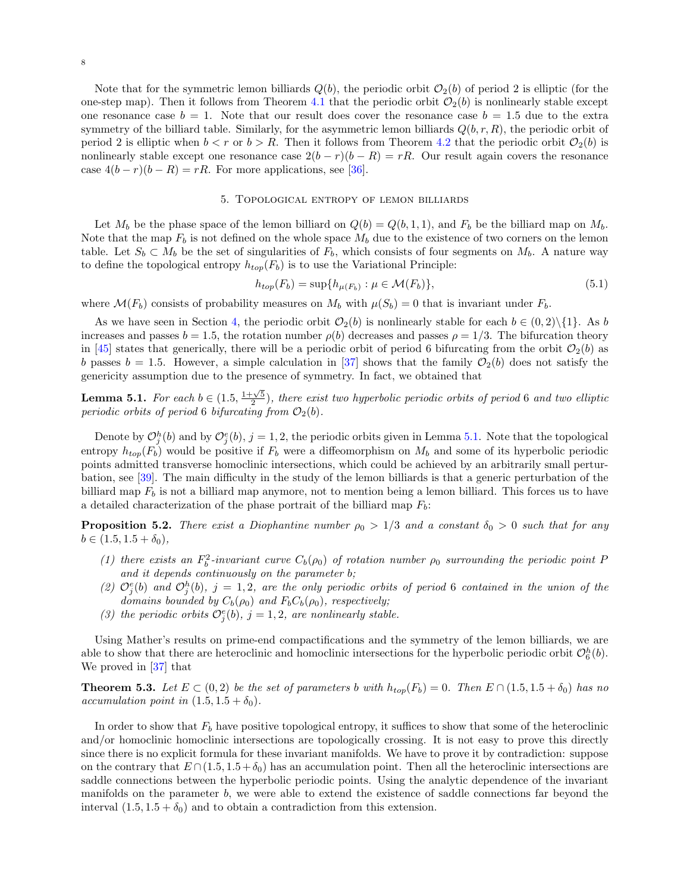Note that for the symmetric lemon billiards $Q(b)$, the periodic orbit $\mathcal{O}_2(b)$ of period 2 is elliptic (for the one-step map). Then it follows from Theorem 4.1 that the periodic orbit $\mathcal{O}_2(b)$ is nonlinearly stable except one resonance case $b = 1$. Note that our result does cover the resonance case $b = 1.5$ due to the extra symmetry of the billiard table. Similarly, for the asymmetric lemon billiards $Q(b, r, R)$, the periodic orbit of period 2 is elliptic when $b < r$ or $b > R$. Then it follows from Theorem 4.2 that the periodic orbit $\mathcal{O}_2(b)$ is nonlinearly stable except one resonance case $2(b - r)(b - R) = rR$. Our result again covers the resonance case $4(b - r)(b - R) = rR$. For more applications, see [36].

## 5. Topological entropy of lemon billiards

Let $M_b$ be the phase space of the lemon billiard on $Q(b) = Q(b, 1, 1)$, and $F_b$ be the billiard map on $M_b$. Note that the map $F_b$ is not defined on the whole space $M_b$ due to the existence of two corners on the lemon table. Let $S_b \subset M_b$ be the set of singularities of $F_b$, which consists of four segments on $M_b$. A nature way to define the topological entropy $h_{top}(F_b)$ is to use the Variational Principle:

$$h_{top}(F_b) = \sup\{h_{\mu(F_b)} : \mu \in \mathcal{M}(F_b)\}, \tag{5.1}$$

where $\mathcal{M}(F_b)$ consists of probability measures on $M_b$ with $\mu(S_b) = 0$ that is invariant under $F_b$.

As we have seen in Section 4, the periodic orbit $\mathcal{O}_2(b)$ is nonlinearly stable for each $b \in (0, 2)\backslash\{1\}$. As $b$ increases and passes $b = 1.5$, the rotation number $\rho(b)$ decreases and passes $\rho = 1/3$. The bifurcation theory in [45] states that generically, there will be a periodic orbit of period 6 bifurcating from the orbit $\mathcal{O}_2(b)$ as $b$ passes $b = 1.5$. However, a simple calculation in [37] shows that the family $\mathcal{O}_2(b)$ does not satisfy the genericity assumption due to the presence of symmetry. In fact, we obtained that

**Lemma 5.1.** *For each $b \in (1.5, \frac{1+\sqrt{5}}{2})$, there exist two hyperbolic periodic orbits of period 6 and two elliptic periodic orbits of period 6 bifurcating from $\mathcal{O}_2(b)$.*

Denote by $\mathcal{O}^h_j(b)$ and by $\mathcal{O}^e_j(b)$, $j = 1, 2$, the periodic orbits given in Lemma 5.1. Note that the topological entropy $h_{top}(F_b)$ would be positive if $F_b$ were a diffeomorphism on $M_b$ and some of its hyperbolic periodic points admitted transverse homoclinic intersections, which could be achieved by an arbitrarily small perturbation, see [39]. The main difficulty in the study of the lemon billiards is that a generic perturbation of the billiard map $F_b$ is not a billiard map anymore, not to mention being a lemon billiard. This forces us to have a detailed characterization of the phase portrait of the billiard map $F_b$:

**Proposition 5.2.** *There exist a Diophantine number $\rho_0 > 1/3$ and a constant $\delta_0 > 0$ such that for any $b \in (1.5, 1.5 + \delta_0)$,*

1. *there exists an $F_b^2$-invariant curve $C_b(\rho_0)$ of rotation number $\rho_0$ surrounding the periodic point $P$ and it depends continuously on the parameter $b$;*
2. *$\mathcal{O}^e_j(b)$ and $\mathcal{O}^h_j(b)$, $j = 1, 2$, are the only periodic orbits of period 6 contained in the union of the domains bounded by $C_b(\rho_0)$ and $F_bC_b(\rho_0)$, respectively;*
3. *the periodic orbits $\mathcal{O}^e_j(b)$, $j = 1, 2$, are nonlinearly stable.*

Using Mather's results on prime-end compactifications and the symmetry of the lemon billiards, we are able to show that there are heteroclinic and homoclinic intersections for the hyperbolic periodic orbit $\mathcal{O}^h_6(b)$. We proved in [37] that

**Theorem 5.3.** *Let $E \subset (0, 2)$ be the set of parameters $b$ with $h_{top}(F_b) = 0$. Then $E \cap (1.5, 1.5 + \delta_0)$ has no accumulation point in $(1.5, 1.5 + \delta_0)$.*

In order to show that $F_b$ have positive topological entropy, it suffices to show that some of the heteroclinic and/or homoclinic homoclinic intersections are topologically crossing. It is not easy to prove this directly since there is no explicit formula for these invariant manifolds. We have to prove it by contradiction: suppose on the contrary that $E \cap (1.5, 1.5 + \delta_0)$ has an accumulation point. Then all the heteroclinic intersections are saddle connections between the hyperbolic periodic points. Using the analytic dependence of the invariant manifolds on the parameter $b$, we were able to extend the existence of saddle connections far beyond the interval $(1.5, 1.5 + \delta_0)$ and to obtain a contradiction from this extension.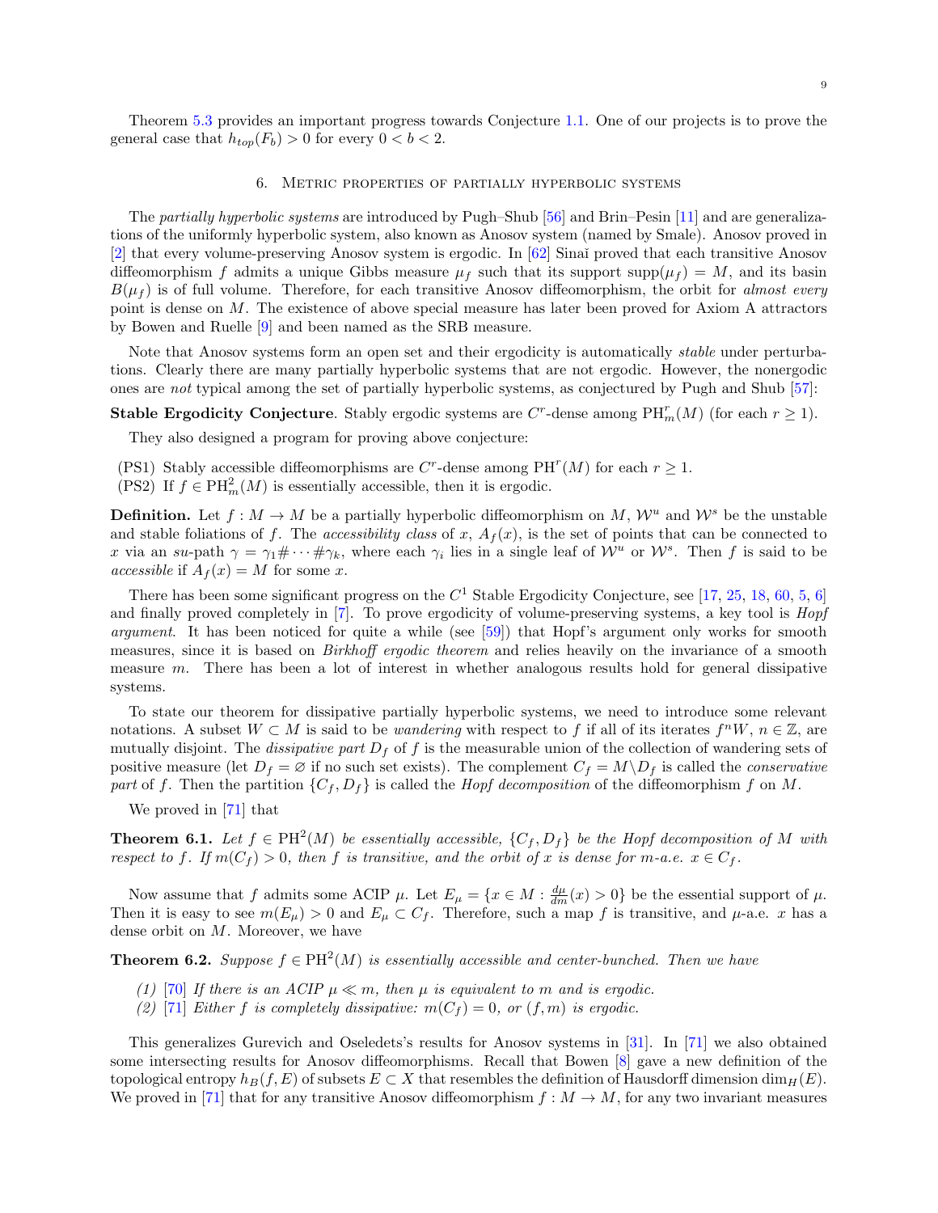Theorem 5.3 provides an important progress towards Conjecture 1.1. One of our projects is to prove the general case that $h_{top}(F_b) > 0$ for every $0 < b < 2$.

## 6. Metric properties of partially hyperbolic systems

The *partially hyperbolic systems* are introduced by Pugh–Shub [56] and Brin–Pesin [11] and are generalizations of the uniformly hyperbolic system, also known as Anosov system (named by Smale). Anosov proved in [2] that every volume-preserving Anosov system is ergodic. In [62] Sinaĭ proved that each transitive Anosov diffeomorphism $f$ admits a unique Gibbs measure $\mu_f$ such that its support $\mathrm{supp}(\mu_f) = M$, and its basin $B(\mu_f)$ is of full volume. Therefore, for each transitive Anosov diffeomorphism, the orbit for *almost every* point is dense on $M$. The existence of above special measure has later been proved for Axiom A attractors by Bowen and Ruelle [9] and been named as the SRB measure.

Note that Anosov systems form an open set and their ergodicity is automatically *stable* under perturbations. Clearly there are many partially hyperbolic systems that are not ergodic. However, the nonergodic ones are *not* typical among the set of partially hyperbolic systems, as conjectured by Pugh and Shub [57]:

**Stable Ergodicity Conjecture**. Stably ergodic systems are $C^r$-dense among $\mathrm{PH}^r_m(M)$ (for each $r \geq 1$).

They also designed a program for proving above conjecture:

(PS1) Stably accessible diffeomorphisms are $C^r$-dense among $\mathrm{PH}^r(M)$ for each $r \geq 1$.
(PS2) If $f \in \mathrm{PH}^2_m(M)$ is essentially accessible, then it is ergodic.

**Definition.** Let $f : M \to M$ be a partially hyperbolic diffeomorphism on $M$, $\mathcal{W}^u$ and $\mathcal{W}^s$ be the unstable and stable foliations of $f$. The *accessibility class* of $x$, $A_f(x)$, is the set of points that can be connected to $x$ via an *su*-path $\gamma = \gamma_1 \# \cdots \# \gamma_k$, where each $\gamma_i$ lies in a single leaf of $\mathcal{W}^u$ or $\mathcal{W}^s$. Then $f$ is said to be *accessible* if $A_f(x) = M$ for some $x$.

There has been some significant progress on the $C^1$ Stable Ergodicity Conjecture, see [17, 25, 18, 60, 5, 6] and finally proved completely in [7]. To prove ergodicity of volume-preserving systems, a key tool is *Hopf argument*. It has been noticed for quite a while (see [59]) that Hopf's argument only works for smooth measures, since it is based on *Birkhoff ergodic theorem* and relies heavily on the invariance of a smooth measure $m$. There has been a lot of interest in whether analogous results hold for general dissipative systems.

To state our theorem for dissipative partially hyperbolic systems, we need to introduce some relevant notations. A subset $W \subset M$ is said to be *wandering* with respect to $f$ if all of its iterates $f^n W$, $n \in \mathbb{Z}$, are mutually disjoint. The *dissipative part* $D_f$ of $f$ is the measurable union of the collection of wandering sets of positive measure (let $D_f = \varnothing$ if no such set exists). The complement $C_f = M \backslash D_f$ is called the *conservative part* of $f$. Then the partition $\{C_f, D_f\}$ is called the *Hopf decomposition* of the diffeomorphism $f$ on $M$.

We proved in [71] that

**Theorem 6.1.** *Let $f \in \mathrm{PH}^2(M)$ be essentially accessible, $\{C_f, D_f\}$ be the Hopf decomposition of $M$ with respect to $f$. If $m(C_f) > 0$, then $f$ is transitive, and the orbit of $x$ is dense for $m$-a.e. $x \in C_f$.*

Now assume that $f$ admits some ACIP $\mu$. Let $E_\mu = \{x \in M : \frac{d\mu}{dm}(x) > 0\}$ be the essential support of $\mu$. Then it is easy to see $m(E_\mu) > 0$ and $E_\mu \subset C_f$. Therefore, such a map $f$ is transitive, and $\mu$-a.e. $x$ has a dense orbit on $M$. Moreover, we have

**Theorem 6.2.** *Suppose $f \in \mathrm{PH}^2(M)$ is essentially accessible and center-bunched. Then we have*

*(1)* [70] *If there is an ACIP $\mu \ll m$, then $\mu$ is equivalent to $m$ and is ergodic.*
*(2)* [71] *Either $f$ is completely dissipative: $m(C_f) = 0$, or $(f, m)$ is ergodic.*

This generalizes Gurevich and Oseledets's results for Anosov systems in [31]. In [71] we also obtained some intersecting results for Anosov diffeomorphisms. Recall that Bowen [8] gave a new definition of the topological entropy $h_B(f, E)$ of subsets $E \subset X$ that resembles the definition of Hausdorff dimension $\dim_H(E)$. We proved in [71] that for any transitive Anosov diffeomorphism $f : M \to M$, for any two invariant measures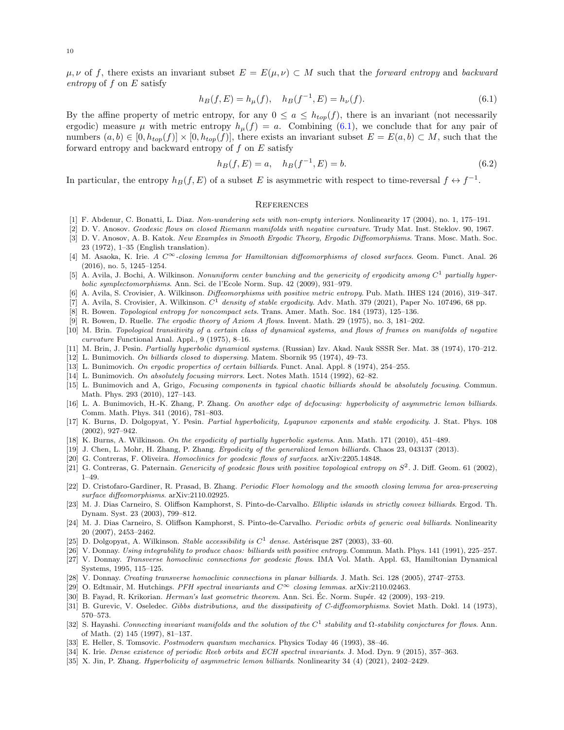$\mu, \nu$ of $f$, there exists an invariant subset $E = E(\mu, \nu) \subset M$ such that the *forward entropy* and *backward entropy* of $f$ on $E$ satisfy

$$h_B(f, E) = h_\mu(f), \quad h_B(f^{-1}, E) = h_\nu(f). \tag{6.1}$$

By the affine property of metric entropy, for any $0 \leq a \leq h_{top}(f)$, there is an invariant (not necessarily ergodic) measure $\mu$ with metric entropy $h_\mu(f) = a$. Combining (6.1), we conclude that for any pair of numbers $(a, b) \in [0, h_{top}(f)] \times [0, h_{top}(f)]$, there exists an invariant subset $E = E(a, b) \subset M$, such that the forward entropy and backward entropy of $f$ on $E$ satisfy

$$h_B(f, E) = a, \quad h_B(f^{-1}, E) = b. \tag{6.2}$$

In particular, the entropy $h_B(f, E)$ of a subset $E$ is asymmetric with respect to time-reversal $f \leftrightarrow f^{-1}$.

## References

[1] F. Abdenur, C. Bonatti, L. Diaz. *Non-wandering sets with non-empty interiors*. Nonlinearity 17 (2004), no. 1, 175–191.

[2] D. V. Anosov. *Geodesic flows on closed Riemann manifolds with negative curvature*. Trudy Mat. Inst. Steklov. 90, 1967.

[3] D. V. Anosov, A. B. Katok. *New Examples in Smooth Ergodic Theory, Ergodic Diffeomorphisms*. Trans. Mosc. Math. Soc. 23 (1972), 1–35 (English translation).

[4] M. Asaoka, K. Irie. *A $C^\infty$-closing lemma for Hamiltonian diffeomorphisms of closed surfaces*. Geom. Funct. Anal. 26 (2016), no. 5, 1245–1254.

[5] A. Avila, J. Bochi, A. Wilkinson. *Nonuniform center bunching and the genericity of ergodicity among $C^1$ partially hyperbolic symplectomorphisms*. Ann. Sci. de l'Ecole Norm. Sup. 42 (2009), 931–979.

[6] A. Avila, S. Crovisier, A. Wilkinson. *Diffeomorphisms with positive metric entropy*. Pub. Math. IHES 124 (2016), 319–347.

[7] A. Avila, S. Crovisier, A. Wilkinson. *$C^1$ density of stable ergodicity*. Adv. Math. 379 (2021), Paper No. 107496, 68 pp.

[8] R. Bowen. *Topological entropy for noncompact sets*. Trans. Amer. Math. Soc. 184 (1973), 125–136.

[9] R. Bowen, D. Ruelle. *The ergodic theory of Axiom A flows*. Invent. Math. 29 (1975), no. 3, 181–202.

[10] M. Brin. *Topological transitivity of a certain class of dynamical systems, and flows of frames on manifolds of negative curvature* Functional Anal. Appl., 9 (1975), 8–16.

[11] M. Brin, J. Pesin. *Partially hyperbolic dynamical systems*. (Russian) Izv. Akad. Nauk SSSR Ser. Mat. 38 (1974), 170–212.

[12] L. Bunimovich. *On billiards closed to dispersing*. Matem. Sbornik 95 (1974), 49–73.

[13] L. Bunimovich. *On ergodic properties of certain billiards*. Funct. Anal. Appl. 8 (1974), 254–255.

[14] L. Bunimovich. *On absolutely focusing mirrors*. Lect. Notes Math. 1514 (1992), 62–82.

[15] L. Bunimovich and A, Grigo, *Focusing components in typical chaotic billiards should be absolutely focusing*. Commun. Math. Phys. 293 (2010), 127–143.

[16] L. A. Bunimovich, H.-K. Zhang, P. Zhang. *On another edge of defocusing: hyperbolicity of asymmetric lemon billiards*. Comm. Math. Phys. 341 (2016), 781–803.

[17] K. Burns, D. Dolgopyat, Y. Pesin. *Partial hyperbolicity, Lyapunov exponents and stable ergodicity*. J. Stat. Phys. 108 (2002), 927–942.

[18] K. Burns, A. Wilkinson. *On the ergodicity of partially hyperbolic systems*. Ann. Math. 171 (2010), 451–489.

[19] J. Chen, L. Mohr, H. Zhang, P. Zhang. *Ergodicity of the generalized lemon billiards*. Chaos 23, 043137 (2013).

[20] G. Contreras, F. Oliveira. *Homoclinics for geodesic flows of surfaces*. arXiv:2205.14848.

[21] G. Contreras, G. Paternain. *Genericity of geodesic flows with positive topological entropy on $S^2$*. J. Diff. Geom. 61 (2002), 1–49.

[22] D. Cristofaro-Gardiner, R. Prasad, B. Zhang. *Periodic Floer homology and the smooth closing lemma for area-preserving surface diffeomorphisms*. arXiv:2110.02925.

[23] M. J. Dias Carneiro, S. Oliffson Kamphorst, S. Pinto-de-Carvalho. *Elliptic islands in strictly convex billiards*. Ergod. Th. Dynam. Syst. 23 (2003), 799–812.

[24] M. J. Dias Carneiro, S. Oliffson Kamphorst, S. Pinto-de-Carvalho. *Periodic orbits of generic oval billiards*. Nonlinearity 20 (2007), 2453–2462.

[25] D. Dolgopyat, A. Wilkinson. *Stable accessibility is $C^1$ dense*. Astérisque 287 (2003), 33–60.

[26] V. Donnay. *Using integrability to produce chaos: billiards with positive entropy*. Commun. Math. Phys. 141 (1991), 225–257.

[27] V. Donnay. *Transverse homoclinic connections for geodesic flows*. IMA Vol. Math. Appl. 63, Hamiltonian Dynamical Systems, 1995, 115–125.

[28] V. Donnay. *Creating transverse homoclinic connections in planar billiards*. J. Math. Sci. 128 (2005), 2747–2753.

[29] O. Edtmair, M. Hutchings. *PFH spectral invariants and $C^\infty$ closing lemmas*. arXiv:2110.02463.

[30] B. Fayad, R. Krikorian. *Herman's last geometric theorem*. Ann. Sci. Éc. Norm. Supér. 42 (2009), 193–219.

[31] B. Gurevic, V. Oseledec. *Gibbs distributions, and the dissipativity of C-diffeomorphisms*. Soviet Math. Dokl. 14 (1973), 570–573.

[32] S. Hayashi. *Connecting invariant manifolds and the solution of the $C^1$ stability and $\Omega$-stability conjectures for flows*. Ann. of Math. (2) 145 (1997), 81–137.

[33] E. Heller, S. Tomsovic. *Postmodern quantum mechanics*. Physics Today 46 (1993), 38–46.

[34] K. Irie. *Dense existence of periodic Reeb orbits and ECH spectral invariants*. J. Mod. Dyn. 9 (2015), 357–363.

[35] X. Jin, P. Zhang. *Hyperbolicity of asymmetric lemon billiards*. Nonlinearity 34 (4) (2021), 2402–2429.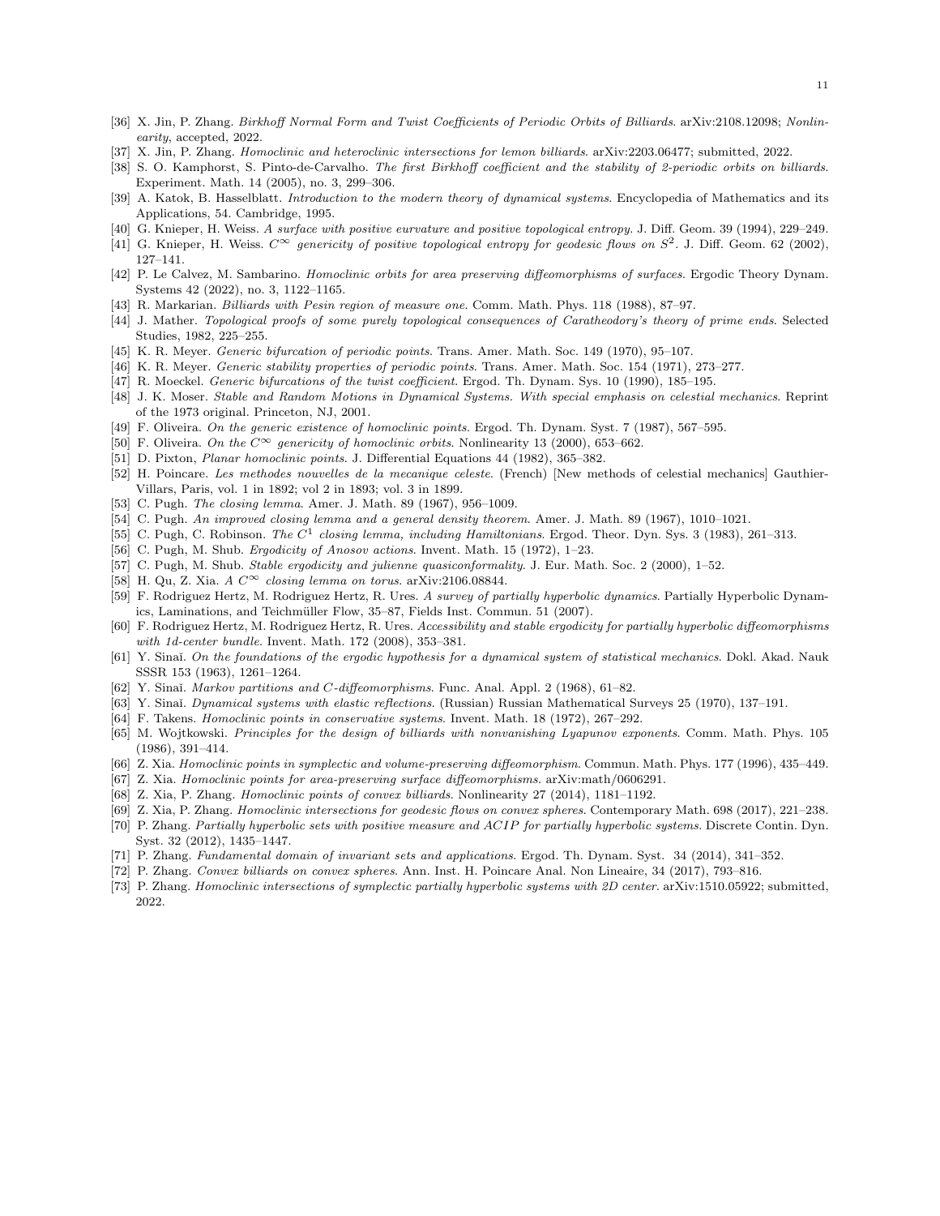[36] X. Jin, P. Zhang. *Birkhoff Normal Form and Twist Coefficients of Periodic Orbits of Billiards*. arXiv:2108.12098; *Nonlinearity*, accepted, 2022.

[37] X. Jin, P. Zhang. *Homoclinic and heteroclinic intersections for lemon billiards*. arXiv:2203.06477; submitted, 2022.

[38] S. O. Kamphorst, S. Pinto-de-Carvalho. *The first Birkhoff coefficient and the stability of 2-periodic orbits on billiards*. Experiment. Math. 14 (2005), no. 3, 299–306.

[39] A. Katok, B. Hasselblatt. *Introduction to the modern theory of dynamical systems*. Encyclopedia of Mathematics and its Applications, 54. Cambridge, 1995.

[40] G. Knieper, H. Weiss. *A surface with positive eurvature and positive topological entropy*. J. Diff. Geom. 39 (1994), 229–249.

[41] G. Knieper, H. Weiss. *$C^\infty$ genericity of positive topological entropy for geodesic flows on $S^2$*. J. Diff. Geom. 62 (2002), 127–141.

[42] P. Le Calvez, M. Sambarino. *Homoclinic orbits for area preserving diffeomorphisms of surfaces*. Ergodic Theory Dynam. Systems 42 (2022), no. 3, 1122–1165.

[43] R. Markarian. *Billiards with Pesin region of measure one*. Comm. Math. Phys. 118 (1988), 87–97.

[44] J. Mather. *Topological proofs of some purely topological consequences of Caratheodory's theory of prime ends*. Selected Studies, 1982, 225–255.

[45] K. R. Meyer. *Generic bifurcation of periodic points*. Trans. Amer. Math. Soc. 149 (1970), 95–107.

[46] K. R. Meyer. *Generic stability properties of periodic points*. Trans. Amer. Math. Soc. 154 (1971), 273–277.

[47] R. Moeckel. *Generic bifurcations of the twist coefficient*. Ergod. Th. Dynam. Sys. 10 (1990), 185–195.

[48] J. K. Moser. *Stable and Random Motions in Dynamical Systems. With special emphasis on celestial mechanics*. Reprint of the 1973 original. Princeton, NJ, 2001.

[49] F. Oliveira. *On the generic existence of homoclinic points*. Ergod. Th. Dynam. Syst. 7 (1987), 567–595.

[50] F. Oliveira. *On the $C^\infty$ genericity of homoclinic orbits*. Nonlinearity 13 (2000), 653–662.

[51] D. Pixton, *Planar homoclinic points*. J. Differential Equations 44 (1982), 365–382.

[52] H. Poincare. *Les methodes nouvelles de la mecanique celeste*. (French) [New methods of celestial mechanics] Gauthier-Villars, Paris, vol. 1 in 1892; vol 2 in 1893; vol. 3 in 1899.

[53] C. Pugh. *The closing lemma*. Amer. J. Math. 89 (1967), 956–1009.

[54] C. Pugh. *An improved closing lemma and a general density theorem*. Amer. J. Math. 89 (1967), 1010–1021.

[55] C. Pugh, C. Robinson. *The $C^1$ closing lemma, including Hamiltonians*. Ergod. Theor. Dyn. Sys. 3 (1983), 261–313.

[56] C. Pugh, M. Shub. *Ergodicity of Anosov actions*. Invent. Math. 15 (1972), 1–23.

[57] C. Pugh, M. Shub. *Stable ergodicity and julienne quasiconformality*. J. Eur. Math. Soc. 2 (2000), 1–52.

[58] H. Qu, Z. Xia. *A $C^\infty$ closing lemma on torus*. arXiv:2106.08844.

[59] F. Rodriguez Hertz, M. Rodriguez Hertz, R. Ures. *A survey of partially hyperbolic dynamics*. Partially Hyperbolic Dynamics, Laminations, and Teichmüller Flow, 35–87, Fields Inst. Commun. 51 (2007).

[60] F. Rodriguez Hertz, M. Rodriguez Hertz, R. Ures. *Accessibility and stable ergodicity for partially hyperbolic diffeomorphisms with 1d-center bundle*. Invent. Math. 172 (2008), 353–381.

[61] Y. Sinaĭ. *On the foundations of the ergodic hypothesis for a dynamical system of statistical mechanics*. Dokl. Akad. Nauk SSSR 153 (1963), 1261–1264.

[62] Y. Sinaĭ. *Markov partitions and C-diffeomorphisms*. Func. Anal. Appl. 2 (1968), 61–82.

[63] Y. Sinaĭ. *Dynamical systems with elastic reflections*. (Russian) Russian Mathematical Surveys 25 (1970), 137–191.

[64] F. Takens. *Homoclinic points in conservative systems*. Invent. Math. 18 (1972), 267–292.

[65] M. Wojtkowski. *Principles for the design of billiards with nonvanishing Lyapunov exponents*. Comm. Math. Phys. 105 (1986), 391–414.

[66] Z. Xia. *Homoclinic points in symplectic and volume-preserving diffeomorphism*. Commun. Math. Phys. 177 (1996), 435–449.

[67] Z. Xia. *Homoclinic points for area-preserving surface diffeomorphisms*. arXiv:math/0606291.

[68] Z. Xia, P. Zhang. *Homoclinic points of convex billiards*. Nonlinearity 27 (2014), 1181–1192.

[69] Z. Xia, P. Zhang. *Homoclinic intersections for geodesic flows on convex spheres*. Contemporary Math. 698 (2017), 221–238.

[70] P. Zhang. *Partially hyperbolic sets with positive measure and $ACIP$ for partially hyperbolic systems*. Discrete Contin. Dyn. Syst. 32 (2012), 1435–1447.

[71] P. Zhang. *Fundamental domain of invariant sets and applications*. Ergod. Th. Dynam. Syst. 34 (2014), 341–352.

[72] P. Zhang. *Convex billiards on convex spheres*. Ann. Inst. H. Poincare Anal. Non Lineaire, 34 (2017), 793–816.

[73] P. Zhang. *Homoclinic intersections of symplectic partially hyperbolic systems with 2D center*. arXiv:1510.05922; submitted, 2022.